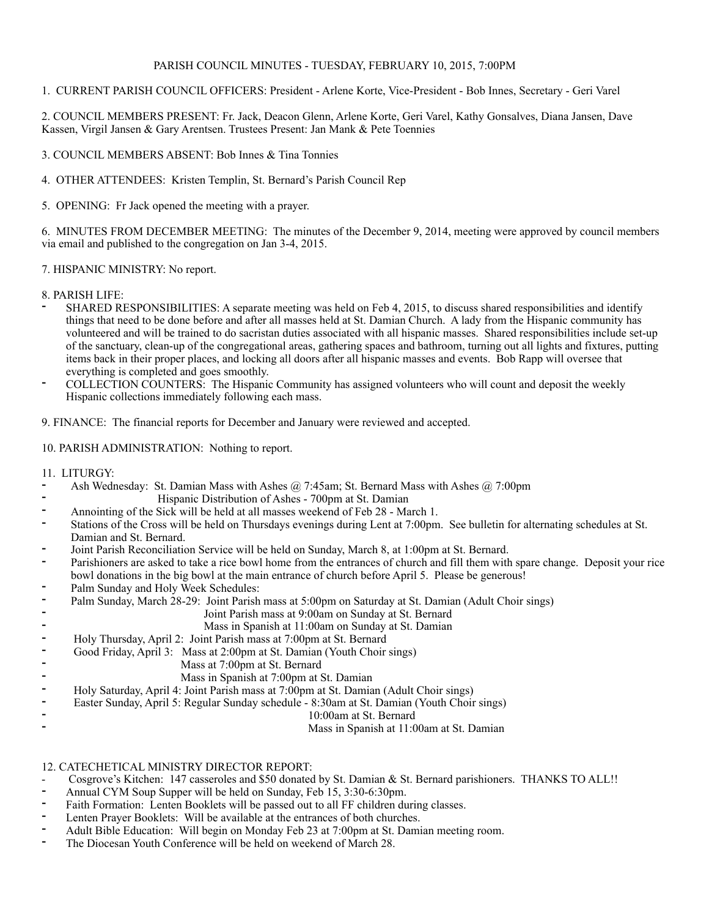# PARISH COUNCIL MINUTES - TUESDAY, FEBRUARY 10, 2015, 7:00PM

1. CURRENT PARISH COUNCIL OFFICERS: President - Arlene Korte, Vice-President - Bob Innes, Secretary - Geri Varel

2. COUNCIL MEMBERS PRESENT: Fr. Jack, Deacon Glenn, Arlene Korte, Geri Varel, Kathy Gonsalves, Diana Jansen, Dave Kassen, Virgil Jansen & Gary Arentsen. Trustees Present: Jan Mank & Pete Toennies

3. COUNCIL MEMBERS ABSENT: Bob Innes & Tina Tonnies

4. OTHER ATTENDEES: Kristen Templin, St. Bernard's Parish Council Rep

5. OPENING: Fr Jack opened the meeting with a prayer.

6. MINUTES FROM DECEMBER MEETING: The minutes of the December 9, 2014, meeting were approved by council members via email and published to the congregation on Jan 3-4, 2015.

7. HISPANIC MINISTRY: No report.

8. PARISH LIFE:
- SHARED RESPONSIBILITIES: A separate meeting was held on Feb 4, 2015, to discuss shared responsibilities and identify things that need to be done before and after all masses held at St. Damian Church. A lady from the Hispanic community has volunteered and will be trained to do sacristan duties associated with all hispanic masses. Shared responsibilities include set-up of the sanctuary, clean-up of the congregational areas, gathering spaces and bathroom, turning out all lights and fixtures, putting items back in their proper places, and locking all doors after all hispanic masses and events. Bob Rapp will oversee that everything is completed and goes smoothly.
- COLLECTION COUNTERS: The Hispanic Community has assigned volunteers who will count and deposit the weekly Hispanic collections immediately following each mass.

9. FINANCE: The financial reports for December and January were reviewed and accepted.

10. PARISH ADMINISTRATION: Nothing to report.

11. LITURGY:
- Ash Wednesday: St. Damian Mass with Ashes @ 7:45am; St. Bernard Mass with Ashes @ 7:00pm
- Hispanic Distribution of Ashes - 700pm at St. Damian
- Annointing of the Sick will be held at all masses weekend of Feb 28 - March 1.
- Stations of the Cross will be held on Thursdays evenings during Lent at 7:00pm. See bulletin for alternating schedules at St. Damian and St. Bernard.
- Joint Parish Reconciliation Service will be held on Sunday, March 8, at 1:00pm at St. Bernard.
- Parishioners are asked to take a rice bowl home from the entrances of church and fill them with spare change. Deposit your rice bowl donations in the big bowl at the main entrance of church before April 5. Please be generous!
- Palm Sunday and Holy Week Schedules:
- Palm Sunday, March 28-29: Joint Parish mass at 5:00pm on Saturday at St. Damian (Adult Choir sings)
- Joint Parish mass at 9:00am on Sunday at St. Bernard
- Mass in Spanish at 11:00am on Sunday at St. Damian
- Holy Thursday, April 2: Joint Parish mass at 7:00pm at St. Bernard
- Good Friday, April 3: Mass at 2:00pm at St. Damian (Youth Choir sings)
- Mass at 7:00pm at St. Bernard
- Mass in Spanish at 7:00pm at St. Damian
- Holy Saturday, April 4: Joint Parish mass at 7:00pm at St. Damian (Adult Choir sings)
- Easter Sunday, April 5: Regular Sunday schedule - 8:30am at St. Damian (Youth Choir sings)
- 10:00am at St. Bernard
- Mass in Spanish at 11:00am at St. Damian

12. CATECHETICAL MINISTRY DIRECTOR REPORT:
- Cosgrove's Kitchen: 147 casseroles and $50 donated by St. Damian & St. Bernard parishioners. THANKS TO ALL!!
- Annual CYM Soup Supper will be held on Sunday, Feb 15, 3:30-6:30pm.
- Faith Formation: Lenten Booklets will be passed out to all FF children during classes.
- Lenten Prayer Booklets: Will be available at the entrances of both churches.
- Adult Bible Education: Will begin on Monday Feb 23 at 7:00pm at St. Damian meeting room.
- The Diocesan Youth Conference will be held on weekend of March 28.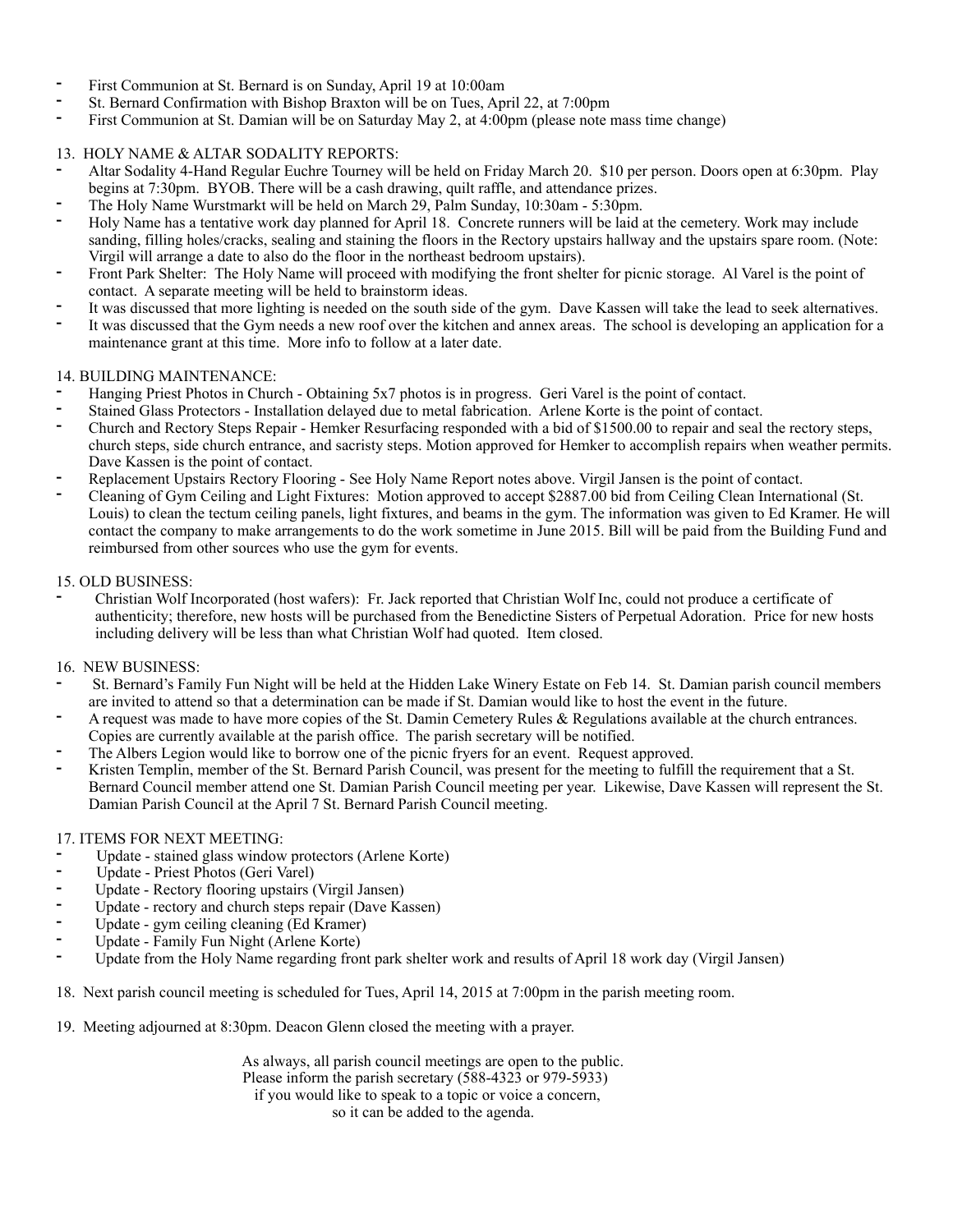- First Communion at St. Bernard is on Sunday, April 19 at 10:00am
- St. Bernard Confirmation with Bishop Braxton will be on Tues, April 22, at 7:00pm
- First Communion at St. Damian will be on Saturday May 2, at 4:00pm (please note mass time change)

13. HOLY NAME & ALTAR SODALITY REPORTS:

- Altar Sodality 4-Hand Regular Euchre Tourney will be held on Friday March 20. $10 per person. Doors open at 6:30pm. Play begins at 7:30pm. BYOB. There will be a cash drawing, quilt raffle, and attendance prizes.
- The Holy Name Wurstmarkt will be held on March 29, Palm Sunday, 10:30am - 5:30pm.
- Holy Name has a tentative work day planned for April 18. Concrete runners will be laid at the cemetery. Work may include sanding, filling holes/cracks, sealing and staining the floors in the Rectory upstairs hallway and the upstairs spare room. (Note: Virgil will arrange a date to also do the floor in the northeast bedroom upstairs).
- Front Park Shelter: The Holy Name will proceed with modifying the front shelter for picnic storage. Al Varel is the point of contact. A separate meeting will be held to brainstorm ideas.
- It was discussed that more lighting is needed on the south side of the gym. Dave Kassen will take the lead to seek alternatives.
- It was discussed that the Gym needs a new roof over the kitchen and annex areas. The school is developing an application for a maintenance grant at this time. More info to follow at a later date.

14. BUILDING MAINTENANCE:

- Hanging Priest Photos in Church - Obtaining 5x7 photos is in progress. Geri Varel is the point of contact.
- Stained Glass Protectors - Installation delayed due to metal fabrication. Arlene Korte is the point of contact.
- Church and Rectory Steps Repair - Hemker Resurfacing responded with a bid of $1500.00 to repair and seal the rectory steps, church steps, side church entrance, and sacristy steps. Motion approved for Hemker to accomplish repairs when weather permits. Dave Kassen is the point of contact.
- Replacement Upstairs Rectory Flooring - See Holy Name Report notes above. Virgil Jansen is the point of contact.
- Cleaning of Gym Ceiling and Light Fixtures: Motion approved to accept $2887.00 bid from Ceiling Clean International (St. Louis) to clean the tectum ceiling panels, light fixtures, and beams in the gym. The information was given to Ed Kramer. He will contact the company to make arrangements to do the work sometime in June 2015. Bill will be paid from the Building Fund and reimbursed from other sources who use the gym for events.

15. OLD BUSINESS:

- Christian Wolf Incorporated (host wafers): Fr. Jack reported that Christian Wolf Inc, could not produce a certificate of authenticity; therefore, new hosts will be purchased from the Benedictine Sisters of Perpetual Adoration. Price for new hosts including delivery will be less than what Christian Wolf had quoted. Item closed.

16. NEW BUSINESS:

- St. Bernard's Family Fun Night will be held at the Hidden Lake Winery Estate on Feb 14. St. Damian parish council members are invited to attend so that a determination can be made if St. Damian would like to host the event in the future.
- A request was made to have more copies of the St. Damin Cemetery Rules & Regulations available at the church entrances. Copies are currently available at the parish office. The parish secretary will be notified.
- The Albers Legion would like to borrow one of the picnic fryers for an event. Request approved.
- Kristen Templin, member of the St. Bernard Parish Council, was present for the meeting to fulfill the requirement that a St. Bernard Council member attend one St. Damian Parish Council meeting per year. Likewise, Dave Kassen will represent the St. Damian Parish Council at the April 7 St. Bernard Parish Council meeting.

17. ITEMS FOR NEXT MEETING:

- Update - stained glass window protectors (Arlene Korte)
- Update - Priest Photos (Geri Varel)
- Update - Rectory flooring upstairs (Virgil Jansen)
- Update - rectory and church steps repair (Dave Kassen)
- Update - gym ceiling cleaning (Ed Kramer)
- Update - Family Fun Night (Arlene Korte)
- Update from the Holy Name regarding front park shelter work and results of April 18 work day (Virgil Jansen)

18. Next parish council meeting is scheduled for Tues, April 14, 2015 at 7:00pm in the parish meeting room.

19. Meeting adjourned at 8:30pm. Deacon Glenn closed the meeting with a prayer.

As always, all parish council meetings are open to the public.
Please inform the parish secretary (588-4323 or 979-5933)
if you would like to speak to a topic or voice a concern,
so it can be added to the agenda.